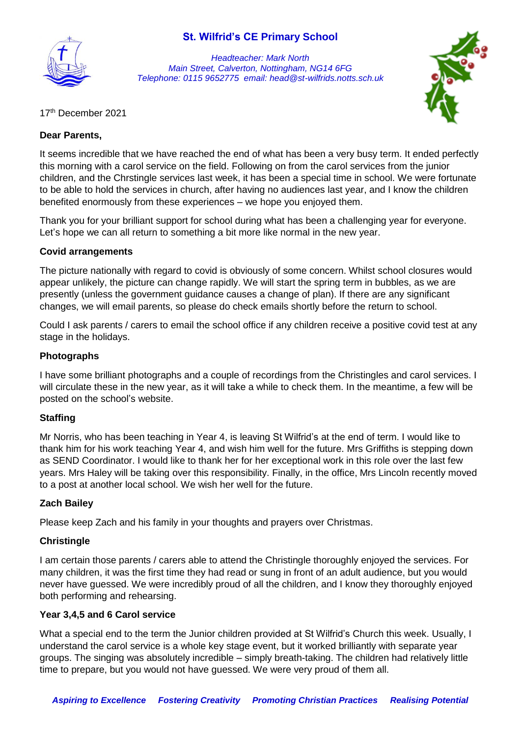# St. Wilfrid's CE Primary School

*Headteacher: Mark North*
*Main Street, Calverton, Nottingham, NG14 6FG*
*Telephone: 0115 9652775 email: head@st-wilfrids.notts.sch.uk*

17th December 2021

**Dear Parents,**

It seems incredible that we have reached the end of what has been a very busy term. It ended perfectly this morning with a carol service on the field. Following on from the carol services from the junior children, and the Chrstingle services last week, it has been a special time in school. We were fortunate to be able to hold the services in church, after having no audiences last year, and I know the children benefited enormously from these experiences – we hope you enjoyed them.

Thank you for your brilliant support for school during what has been a challenging year for everyone. Let's hope we can all return to something a bit more like normal in the new year.

**Covid arrangements**

The picture nationally with regard to covid is obviously of some concern. Whilst school closures would appear unlikely, the picture can change rapidly. We will start the spring term in bubbles, as we are presently (unless the government guidance causes a change of plan). If there are any significant changes, we will email parents, so please do check emails shortly before the return to school.

Could I ask parents / carers to email the school office if any children receive a positive covid test at any stage in the holidays.

**Photographs**

I have some brilliant photographs and a couple of recordings from the Christingles and carol services. I will circulate these in the new year, as it will take a while to check them. In the meantime, a few will be posted on the school's website.

**Staffing**

Mr Norris, who has been teaching in Year 4, is leaving St Wilfrid's at the end of term. I would like to thank him for his work teaching Year 4, and wish him well for the future. Mrs Griffiths is stepping down as SEND Coordinator. I would like to thank her for her exceptional work in this role over the last few years. Mrs Haley will be taking over this responsibility. Finally, in the office, Mrs Lincoln recently moved to a post at another local school. We wish her well for the future.

**Zach Bailey**

Please keep Zach and his family in your thoughts and prayers over Christmas.

**Christingle**

I am certain those parents / carers able to attend the Christingle thoroughly enjoyed the services. For many children, it was the first time they had read or sung in front of an adult audience, but you would never have guessed. We were incredibly proud of all the children, and I know they thoroughly enjoyed both performing and rehearsing.

**Year 3,4,5 and 6 Carol service**

What a special end to the term the Junior children provided at St Wilfrid's Church this week. Usually, I understand the carol service is a whole key stage event, but it worked brilliantly with separate year groups. The singing was absolutely incredible – simply breath-taking. The children had relatively little time to prepare, but you would not have guessed. We were very proud of them all.

***Aspiring to Excellence Fostering Creativity Promoting Christian Practices Realising Potential***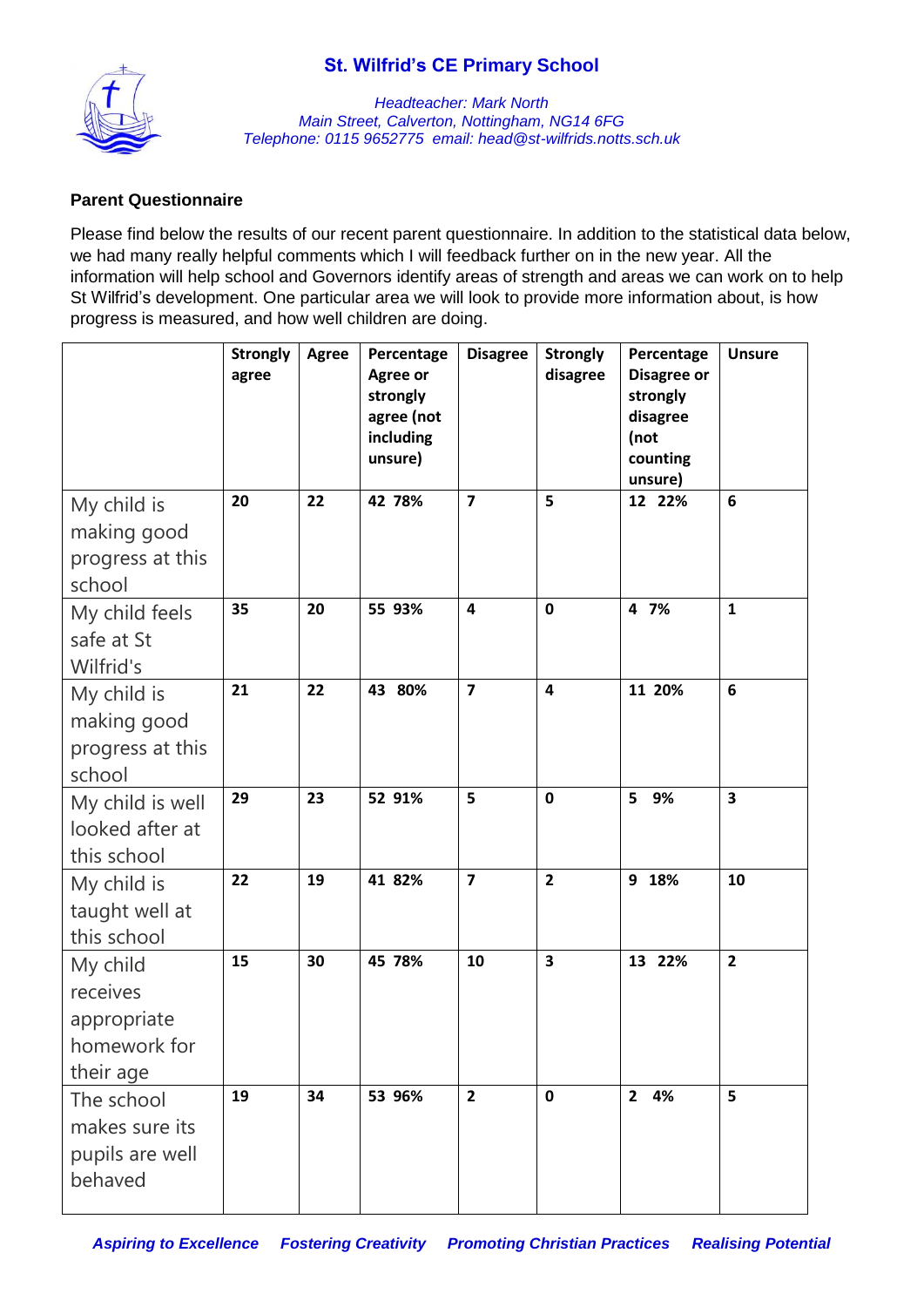# St. Wilfrid's CE Primary School

*Headteacher: Mark North*
*Main Street, Calverton, Nottingham, NG14 6FG*
*Telephone: 0115 9652775 email: head@st-wilfrids.notts.sch.uk*

**Parent Questionnaire**

Please find below the results of our recent parent questionnaire. In addition to the statistical data below, we had many really helpful comments which I will feedback further on in the new year. All the information will help school and Governors identify areas of strength and areas we can work on to help St Wilfrid's development. One particular area we will look to provide more information about, is how progress is measured, and how well children are doing.

| | Strongly agree | Agree | Percentage Agree or strongly agree (not including unsure) | Disagree | Strongly disagree | Percentage Disagree or strongly disagree (not counting unsure) | Unsure |
|---|---|---|---|---|---|---|---|
| My child is making good progress at this school | 20 | 22 | 42 78% | 7 | 5 | 12 22% | 6 |
| My child feels safe at St Wilfrid's | 35 | 20 | 55 93% | 4 | 0 | 4 7% | 1 |
| My child is making good progress at this school | 21 | 22 | 43 80% | 7 | 4 | 11 20% | 6 |
| My child is well looked after at this school | 29 | 23 | 52 91% | 5 | 0 | 5 9% | 3 |
| My child is taught well at this school | 22 | 19 | 41 82% | 7 | 2 | 9 18% | 10 |
| My child receives appropriate homework for their age | 15 | 30 | 45 78% | 10 | 3 | 13 22% | 2 |
| The school makes sure its pupils are well behaved | 19 | 34 | 53 96% | 2 | 0 | 2 4% | 5 |

***Aspiring to Excellence  Fostering Creativity  Promoting Christian Practices  Realising Potential***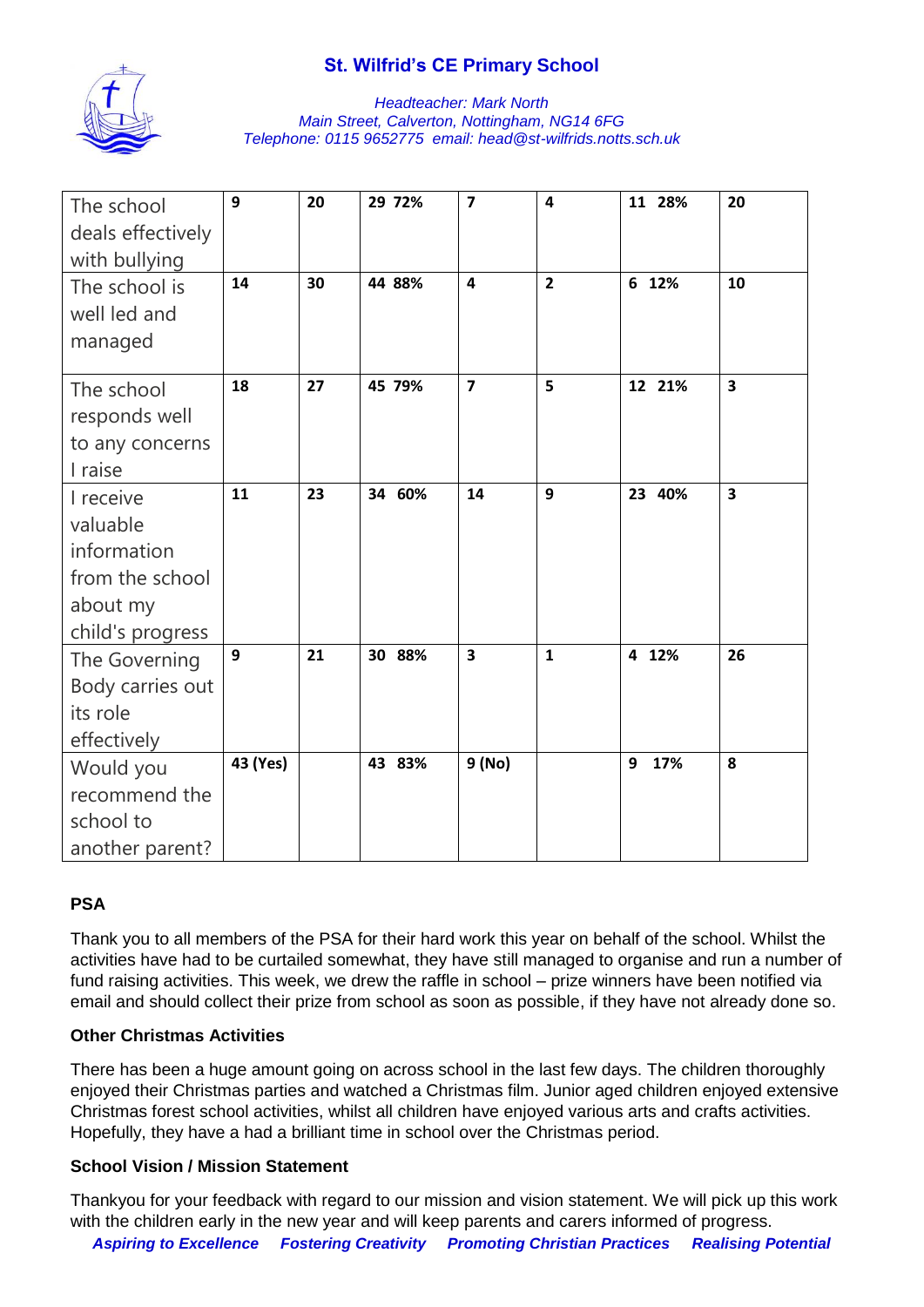| | | | | | | | |
|---|---|---|---|---|---|---|---|
| The school deals effectively with bullying | **9** | **20** | **29 72%** | **7** | **4** | **11 28%** | **20** |
| The school is well led and managed | **14** | **30** | **44 88%** | **4** | **2** | **6 12%** | **10** |
| The school responds well to any concerns I raise | **18** | **27** | **45 79%** | **7** | **5** | **12 21%** | **3** |
| I receive valuable information from the school about my child's progress | **11** | **23** | **34 60%** | **14** | **9** | **23 40%** | **3** |
| The Governing Body carries out its role effectively | **9** | **21** | **30 88%** | **3** | **1** | **4 12%** | **26** |
| Would you recommend the school to another parent? | **43 (Yes)** | | **43 83%** | **9 (No)** | | **9 17%** | **8** |

**PSA**

Thank you to all members of the PSA for their hard work this year on behalf of the school. Whilst the activities have had to be curtailed somewhat, they have still managed to organise and run a number of fund raising activities. This week, we drew the raffle in school – prize winners have been notified via email and should collect their prize from school as soon as possible, if they have not already done so.

**Other Christmas Activities**

There has been a huge amount going on across school in the last few days. The children thoroughly enjoyed their Christmas parties and watched a Christmas film. Junior aged children enjoyed extensive Christmas forest school activities, whilst all children have enjoyed various arts and crafts activities. Hopefully, they have a had a brilliant time in school over the Christmas period.

**School Vision / Mission Statement**

Thankyou for your feedback with regard to our mission and vision statement. We will pick up this work with the children early in the new year and will keep parents and carers informed of progress.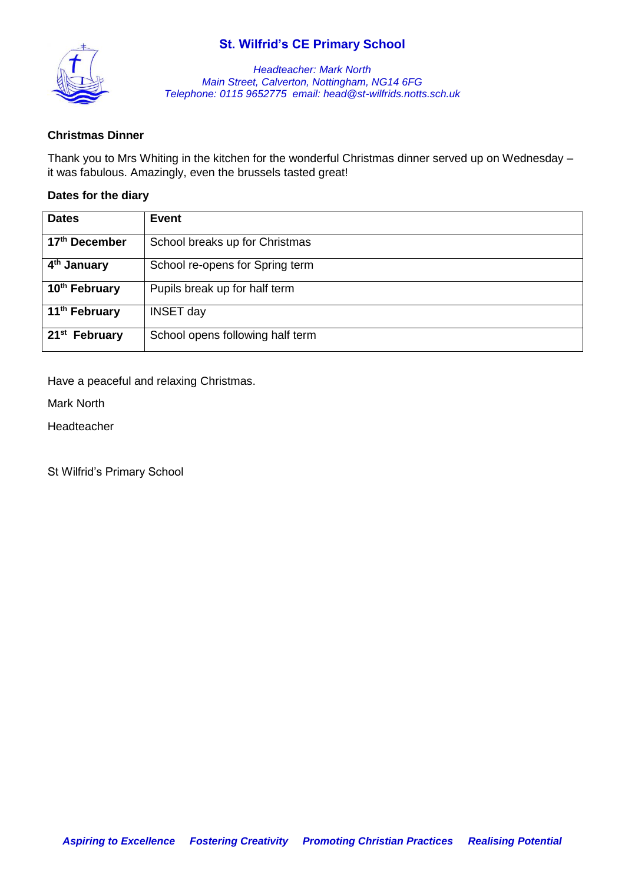**St. Wilfrid's CE Primary School**

*Headteacher: Mark North*
*Main Street, Calverton, Nottingham, NG14 6FG*
*Telephone: 0115 9652775 email: head@st-wilfrids.notts.sch.uk*

**Christmas Dinner**

Thank you to Mrs Whiting in the kitchen for the wonderful Christmas dinner served up on Wednesday – it was fabulous. Amazingly, even the brussels tasted great!

**Dates for the diary**

| Dates | Event |
|---|---|
| **17th December** | School breaks up for Christmas |
| **4th January** | School re-opens for Spring term |
| **10th February** | Pupils break up for half term |
| **11th February** | INSET day |
| **21st February** | School opens following half term |

Have a peaceful and relaxing Christmas.

Mark North

Headteacher

St Wilfrid's Primary School

***Aspiring to Excellence Fostering Creativity Promoting Christian Practices Realising Potential***